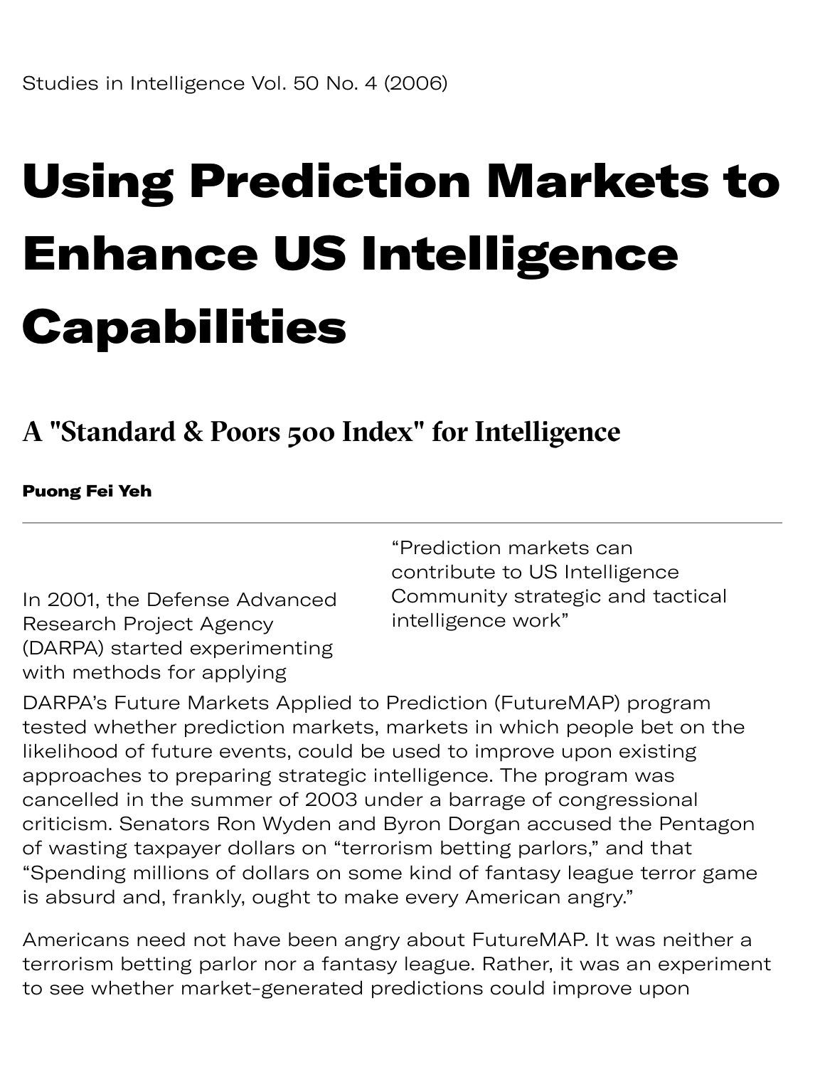Studies in Intelligence Vol. 50 No. 4 (2006)

# Using Prediction Markets to Enhance US Intelligence Capabilities

## A "Standard & Poors 500 Index" for Intelligence

**Puong Fei Yeh**

> "Prediction markets can contribute to US Intelligence Community strategic and tactical intelligence work"

In 2001, the Defense Advanced Research Project Agency (DARPA) started experimenting with methods for applying DARPA's Future Markets Applied to Prediction (FutureMAP) program tested whether prediction markets, markets in which people bet on the likelihood of future events, could be used to improve upon existing approaches to preparing strategic intelligence. The program was cancelled in the summer of 2003 under a barrage of congressional criticism. Senators Ron Wyden and Byron Dorgan accused the Pentagon of wasting taxpayer dollars on "terrorism betting parlors," and that "Spending millions of dollars on some kind of fantasy league terror game is absurd and, frankly, ought to make every American angry."

Americans need not have been angry about FutureMAP. It was neither a terrorism betting parlor nor a fantasy league. Rather, it was an experiment to see whether market-generated predictions could improve upon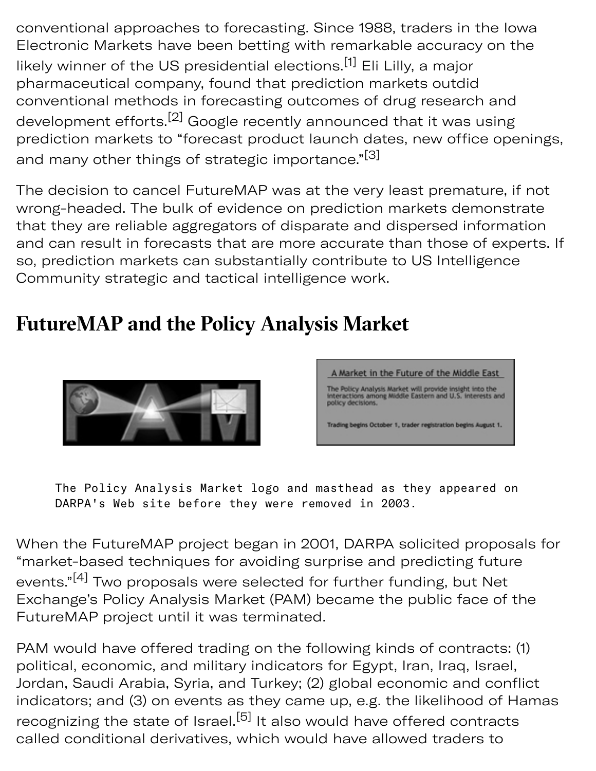conventional approaches to forecasting. Since 1988, traders in the Iowa Electronic Markets have been betting with remarkable accuracy on the likely winner of the US presidential elections.[1] Eli Lilly, a major pharmaceutical company, found that prediction markets outdid conventional methods in forecasting outcomes of drug research and development efforts.[2] Google recently announced that it was using prediction markets to "forecast product launch dates, new office openings, and many other things of strategic importance."[3]

The decision to cancel FutureMAP was at the very least premature, if not wrong-headed. The bulk of evidence on prediction markets demonstrate that they are reliable aggregators of disparate and dispersed information and can result in forecasts that are more accurate than those of experts. If so, prediction markets can substantially contribute to US Intelligence Community strategic and tactical intelligence work.

## FutureMAP and the Policy Analysis Market

The Policy Analysis Market logo and masthead as they appeared on DARPA's Web site before they were removed in 2003.

When the FutureMAP project began in 2001, DARPA solicited proposals for "market-based techniques for avoiding surprise and predicting future events."[4] Two proposals were selected for further funding, but Net Exchange's Policy Analysis Market (PAM) became the public face of the FutureMAP project until it was terminated.

PAM would have offered trading on the following kinds of contracts: (1) political, economic, and military indicators for Egypt, Iran, Iraq, Israel, Jordan, Saudi Arabia, Syria, and Turkey; (2) global economic and conflict indicators; and (3) on events as they came up, e.g. the likelihood of Hamas recognizing the state of Israel.[5] It also would have offered contracts called conditional derivatives, which would have allowed traders to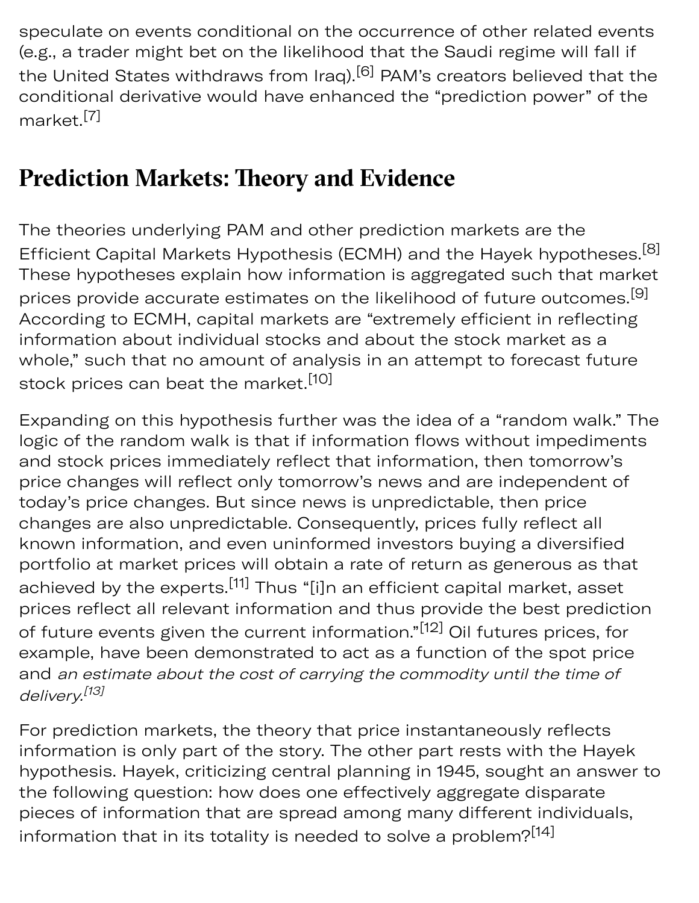speculate on events conditional on the occurrence of other related events (e.g., a trader might bet on the likelihood that the Saudi regime will fall if the United States withdraws from Iraq).[6] PAM's creators believed that the conditional derivative would have enhanced the "prediction power" of the market.[7]

## Prediction Markets: Theory and Evidence

The theories underlying PAM and other prediction markets are the Efficient Capital Markets Hypothesis (ECMH) and the Hayek hypotheses.[8] These hypotheses explain how information is aggregated such that market prices provide accurate estimates on the likelihood of future outcomes.[9] According to ECMH, capital markets are "extremely efficient in reflecting information about individual stocks and about the stock market as a whole," such that no amount of analysis in an attempt to forecast future stock prices can beat the market.[10]

Expanding on this hypothesis further was the idea of a "random walk." The logic of the random walk is that if information flows without impediments and stock prices immediately reflect that information, then tomorrow's price changes will reflect only tomorrow's news and are independent of today's price changes. But since news is unpredictable, then price changes are also unpredictable. Consequently, prices fully reflect all known information, and even uninformed investors buying a diversified portfolio at market prices will obtain a rate of return as generous as that achieved by the experts.[11] Thus "[i]n an efficient capital market, asset prices reflect all relevant information and thus provide the best prediction of future events given the current information."[12] Oil futures prices, for example, have been demonstrated to act as a function of the spot price and *an estimate about the cost of carrying the commodity until the time of delivery.*[13]

For prediction markets, the theory that price instantaneously reflects information is only part of the story. The other part rests with the Hayek hypothesis. Hayek, criticizing central planning in 1945, sought an answer to the following question: how does one effectively aggregate disparate pieces of information that are spread among many different individuals, information that in its totality is needed to solve a problem?[14]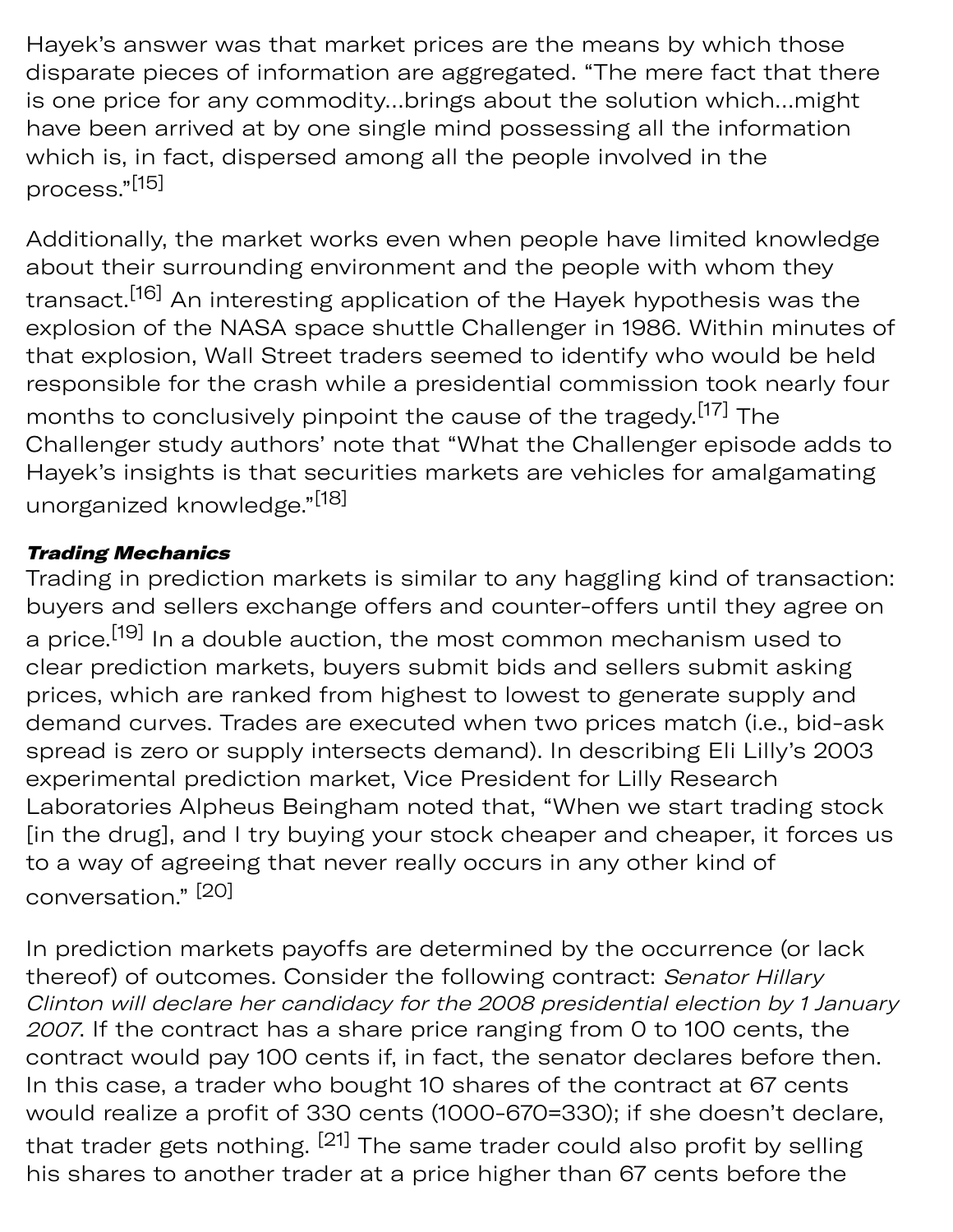Hayek's answer was that market prices are the means by which those disparate pieces of information are aggregated. "The mere fact that there is one price for any commodity…brings about the solution which…might have been arrived at by one single mind possessing all the information which is, in fact, dispersed among all the people involved in the process."[15]

Additionally, the market works even when people have limited knowledge about their surrounding environment and the people with whom they transact.[16] An interesting application of the Hayek hypothesis was the explosion of the NASA space shuttle Challenger in 1986. Within minutes of that explosion, Wall Street traders seemed to identify who would be held responsible for the crash while a presidential commission took nearly four months to conclusively pinpoint the cause of the tragedy.[17] The Challenger study authors' note that "What the Challenger episode adds to Hayek's insights is that securities markets are vehicles for amalgamating unorganized knowledge."[18]

***Trading Mechanics***

Trading in prediction markets is similar to any haggling kind of transaction: buyers and sellers exchange offers and counter-offers until they agree on a price.[19] In a double auction, the most common mechanism used to clear prediction markets, buyers submit bids and sellers submit asking prices, which are ranked from highest to lowest to generate supply and demand curves. Trades are executed when two prices match (i.e., bid-ask spread is zero or supply intersects demand). In describing Eli Lilly's 2003 experimental prediction market, Vice President for Lilly Research Laboratories Alpheus Beingham noted that, "When we start trading stock [in the drug], and I try buying your stock cheaper and cheaper, it forces us to a way of agreeing that never really occurs in any other kind of conversation." [20]

In prediction markets payoffs are determined by the occurrence (or lack thereof) of outcomes. Consider the following contract: *Senator Hillary Clinton will declare her candidacy for the 2008 presidential election by 1 January 2007*. If the contract has a share price ranging from 0 to 100 cents, the contract would pay 100 cents if, in fact, the senator declares before then. In this case, a trader who bought 10 shares of the contract at 67 cents would realize a profit of 330 cents (1000-670=330); if she doesn't declare, that trader gets nothing. [21] The same trader could also profit by selling his shares to another trader at a price higher than 67 cents before the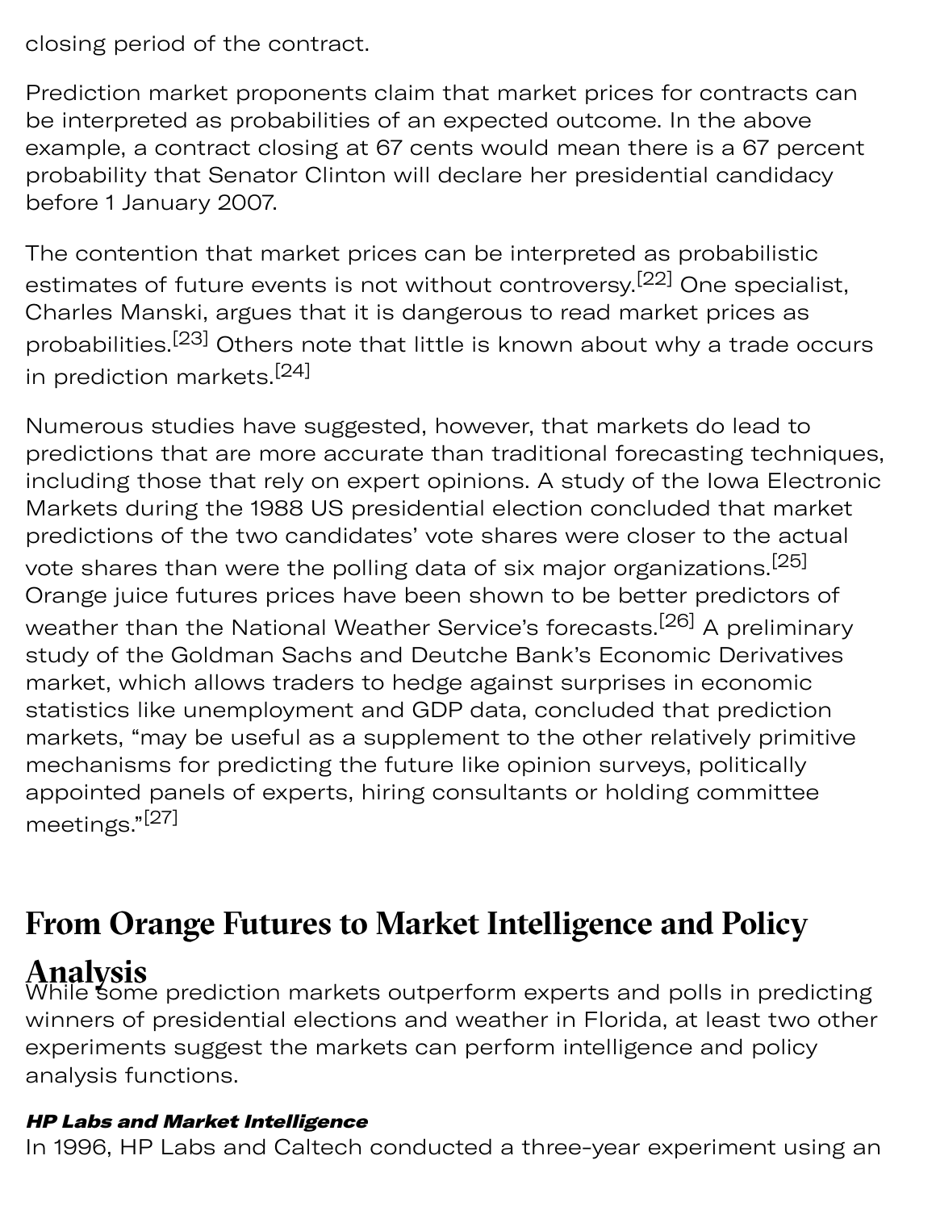closing period of the contract.

Prediction market proponents claim that market prices for contracts can be interpreted as probabilities of an expected outcome. In the above example, a contract closing at 67 cents would mean there is a 67 percent probability that Senator Clinton will declare her presidential candidacy before 1 January 2007.

The contention that market prices can be interpreted as probabilistic estimates of future events is not without controversy.[22] One specialist, Charles Manski, argues that it is dangerous to read market prices as probabilities.[23] Others note that little is known about why a trade occurs in prediction markets.[24]

Numerous studies have suggested, however, that markets do lead to predictions that are more accurate than traditional forecasting techniques, including those that rely on expert opinions. A study of the Iowa Electronic Markets during the 1988 US presidential election concluded that market predictions of the two candidates' vote shares were closer to the actual vote shares than were the polling data of six major organizations.[25] Orange juice futures prices have been shown to be better predictors of weather than the National Weather Service's forecasts.[26] A preliminary study of the Goldman Sachs and Deutche Bank's Economic Derivatives market, which allows traders to hedge against surprises in economic statistics like unemployment and GDP data, concluded that prediction markets, "may be useful as a supplement to the other relatively primitive mechanisms for predicting the future like opinion surveys, politically appointed panels of experts, hiring consultants or holding committee meetings."[27]

## From Orange Futures to Market Intelligence and Policy Analysis

While some prediction markets outperform experts and polls in predicting winners of presidential elections and weather in Florida, at least two other experiments suggest the markets can perform intelligence and policy analysis functions.

***HP Labs and Market Intelligence***

In 1996, HP Labs and Caltech conducted a three-year experiment using an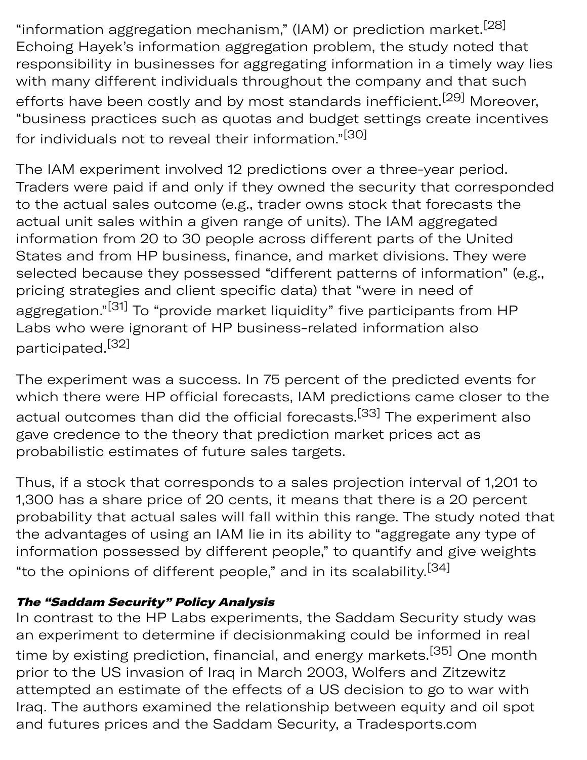"information aggregation mechanism," (IAM) or prediction market.[28] Echoing Hayek's information aggregation problem, the study noted that responsibility in businesses for aggregating information in a timely way lies with many different individuals throughout the company and that such efforts have been costly and by most standards inefficient.[29] Moreover, "business practices such as quotas and budget settings create incentives for individuals not to reveal their information."[30]

The IAM experiment involved 12 predictions over a three-year period. Traders were paid if and only if they owned the security that corresponded to the actual sales outcome (e.g., trader owns stock that forecasts the actual unit sales within a given range of units). The IAM aggregated information from 20 to 30 people across different parts of the United States and from HP business, finance, and market divisions. They were selected because they possessed "different patterns of information" (e.g., pricing strategies and client specific data) that "were in need of aggregation."[31] To "provide market liquidity" five participants from HP Labs who were ignorant of HP business-related information also participated.[32]

The experiment was a success. In 75 percent of the predicted events for which there were HP official forecasts, IAM predictions came closer to the actual outcomes than did the official forecasts.[33] The experiment also gave credence to the theory that prediction market prices act as probabilistic estimates of future sales targets.

Thus, if a stock that corresponds to a sales projection interval of 1,201 to 1,300 has a share price of 20 cents, it means that there is a 20 percent probability that actual sales will fall within this range. The study noted that the advantages of using an IAM lie in its ability to "aggregate any type of information possessed by different people," to quantify and give weights "to the opinions of different people," and in its scalability.[34]

***The "Saddam Security" Policy Analysis***

In contrast to the HP Labs experiments, the Saddam Security study was an experiment to determine if decisionmaking could be informed in real time by existing prediction, financial, and energy markets.[35] One month prior to the US invasion of Iraq in March 2003, Wolfers and Zitzewitz attempted an estimate of the effects of a US decision to go to war with Iraq. The authors examined the relationship between equity and oil spot and futures prices and the Saddam Security, a Tradesports.com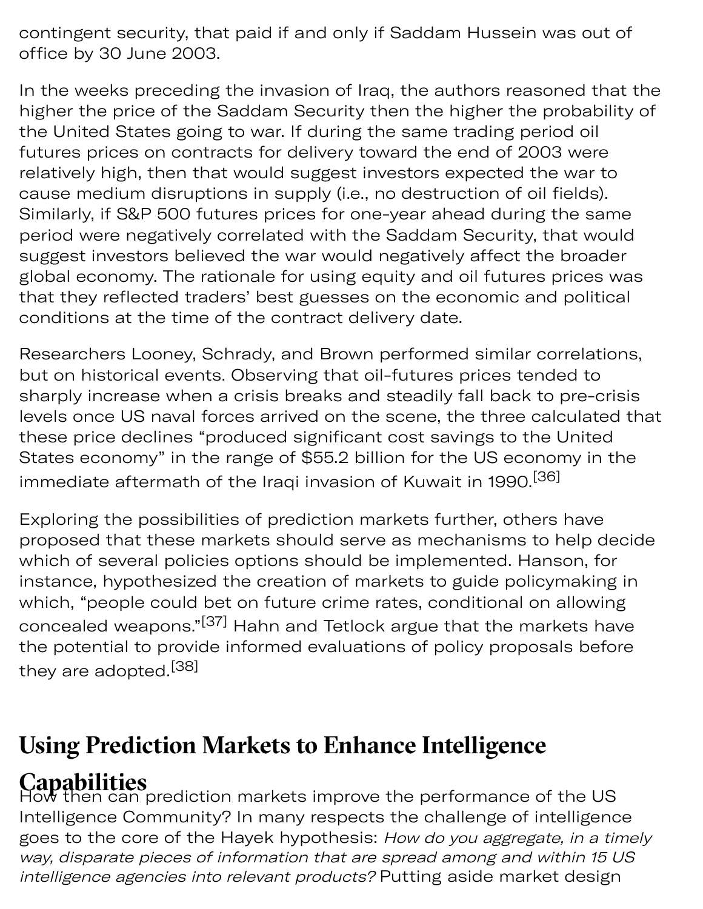contingent security, that paid if and only if Saddam Hussein was out of office by 30 June 2003.

In the weeks preceding the invasion of Iraq, the authors reasoned that the higher the price of the Saddam Security then the higher the probability of the United States going to war. If during the same trading period oil futures prices on contracts for delivery toward the end of 2003 were relatively high, then that would suggest investors expected the war to cause medium disruptions in supply (i.e., no destruction of oil fields). Similarly, if S&P 500 futures prices for one-year ahead during the same period were negatively correlated with the Saddam Security, that would suggest investors believed the war would negatively affect the broader global economy. The rationale for using equity and oil futures prices was that they reflected traders' best guesses on the economic and political conditions at the time of the contract delivery date.

Researchers Looney, Schrady, and Brown performed similar correlations, but on historical events. Observing that oil-futures prices tended to sharply increase when a crisis breaks and steadily fall back to pre-crisis levels once US naval forces arrived on the scene, the three calculated that these price declines "produced significant cost savings to the United States economy" in the range of $55.2 billion for the US economy in the immediate aftermath of the Iraqi invasion of Kuwait in 1990.[36]

Exploring the possibilities of prediction markets further, others have proposed that these markets should serve as mechanisms to help decide which of several policies options should be implemented. Hanson, for instance, hypothesized the creation of markets to guide policymaking in which, "people could bet on future crime rates, conditional on allowing concealed weapons."[37] Hahn and Tetlock argue that the markets have the potential to provide informed evaluations of policy proposals before they are adopted.[38]

## Using Prediction Markets to Enhance Intelligence Capabilities

How then can prediction markets improve the performance of the US Intelligence Community? In many respects the challenge of intelligence goes to the core of the Hayek hypothesis: *How do you aggregate, in a timely way, disparate pieces of information that are spread among and within 15 US intelligence agencies into relevant products?* Putting aside market design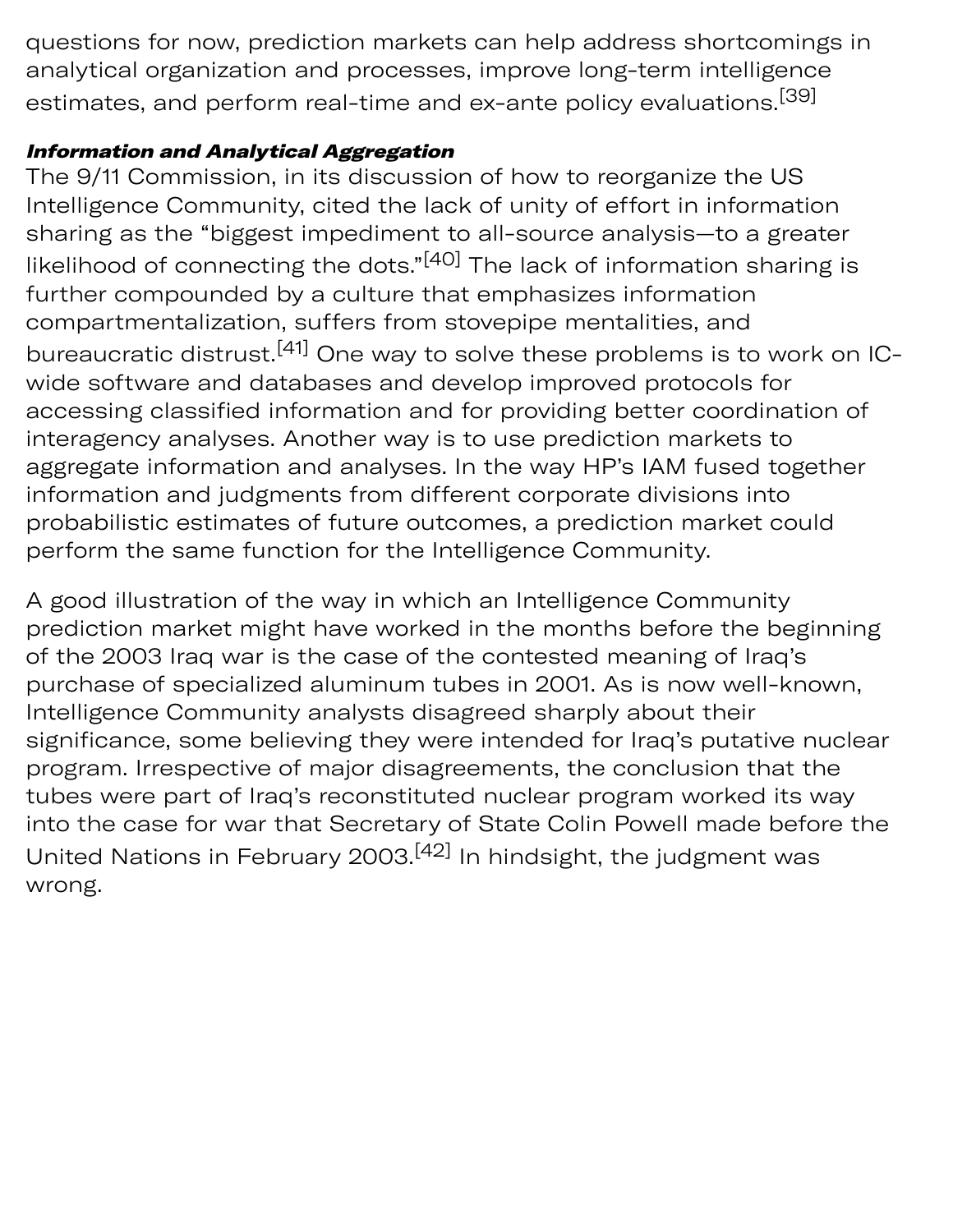questions for now, prediction markets can help address shortcomings in analytical organization and processes, improve long-term intelligence estimates, and perform real-time and ex-ante policy evaluations.[39]

***Information and Analytical Aggregation***

The 9/11 Commission, in its discussion of how to reorganize the US Intelligence Community, cited the lack of unity of effort in information sharing as the "biggest impediment to all-source analysis—to a greater likelihood of connecting the dots."[40] The lack of information sharing is further compounded by a culture that emphasizes information compartmentalization, suffers from stovepipe mentalities, and bureaucratic distrust.[41] One way to solve these problems is to work on IC-wide software and databases and develop improved protocols for accessing classified information and for providing better coordination of interagency analyses. Another way is to use prediction markets to aggregate information and analyses. In the way HP's IAM fused together information and judgments from different corporate divisions into probabilistic estimates of future outcomes, a prediction market could perform the same function for the Intelligence Community.

A good illustration of the way in which an Intelligence Community prediction market might have worked in the months before the beginning of the 2003 Iraq war is the case of the contested meaning of Iraq's purchase of specialized aluminum tubes in 2001. As is now well-known, Intelligence Community analysts disagreed sharply about their significance, some believing they were intended for Iraq's putative nuclear program. Irrespective of major disagreements, the conclusion that the tubes were part of Iraq's reconstituted nuclear program worked its way into the case for war that Secretary of State Colin Powell made before the United Nations in February 2003.[42] In hindsight, the judgment was wrong.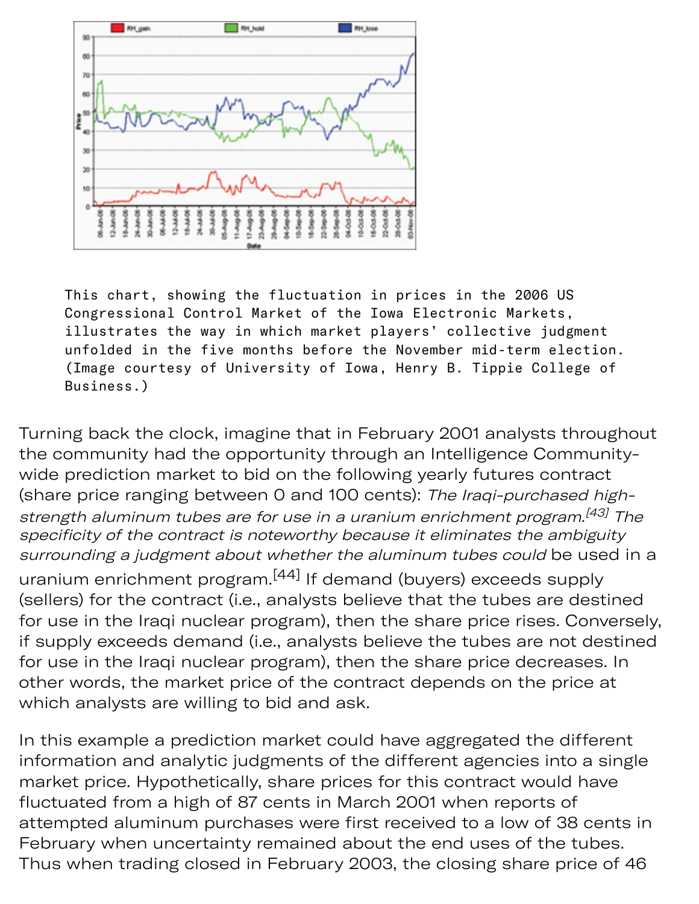This chart, showing the fluctuation in prices in the 2006 US Congressional Control Market of the Iowa Electronic Markets, illustrates the way in which market players' collective judgment unfolded in the five months before the November mid-term election. (Image courtesy of University of Iowa, Henry B. Tippie College of Business.)

Turning back the clock, imagine that in February 2001 analysts throughout the community had the opportunity through an Intelligence Community-wide prediction market to bid on the following yearly futures contract (share price ranging between 0 and 100 cents): *The Iraqi-purchased high-strength aluminum tubes are for use in a uranium enrichment program.*[43] *The specificity of the contract is noteworthy because it eliminates the ambiguity surrounding a judgment about whether the aluminum tubes could* be used in a uranium enrichment program.[44] If demand (buyers) exceeds supply (sellers) for the contract (i.e., analysts believe that the tubes are destined for use in the Iraqi nuclear program), then the share price rises. Conversely, if supply exceeds demand (i.e., analysts believe the tubes are not destined for use in the Iraqi nuclear program), then the share price decreases. In other words, the market price of the contract depends on the price at which analysts are willing to bid and ask.

In this example a prediction market could have aggregated the different information and analytic judgments of the different agencies into a single market price. Hypothetically, share prices for this contract would have fluctuated from a high of 87 cents in March 2001 when reports of attempted aluminum purchases were first received to a low of 38 cents in February when uncertainty remained about the end uses of the tubes. Thus when trading closed in February 2003, the closing share price of 46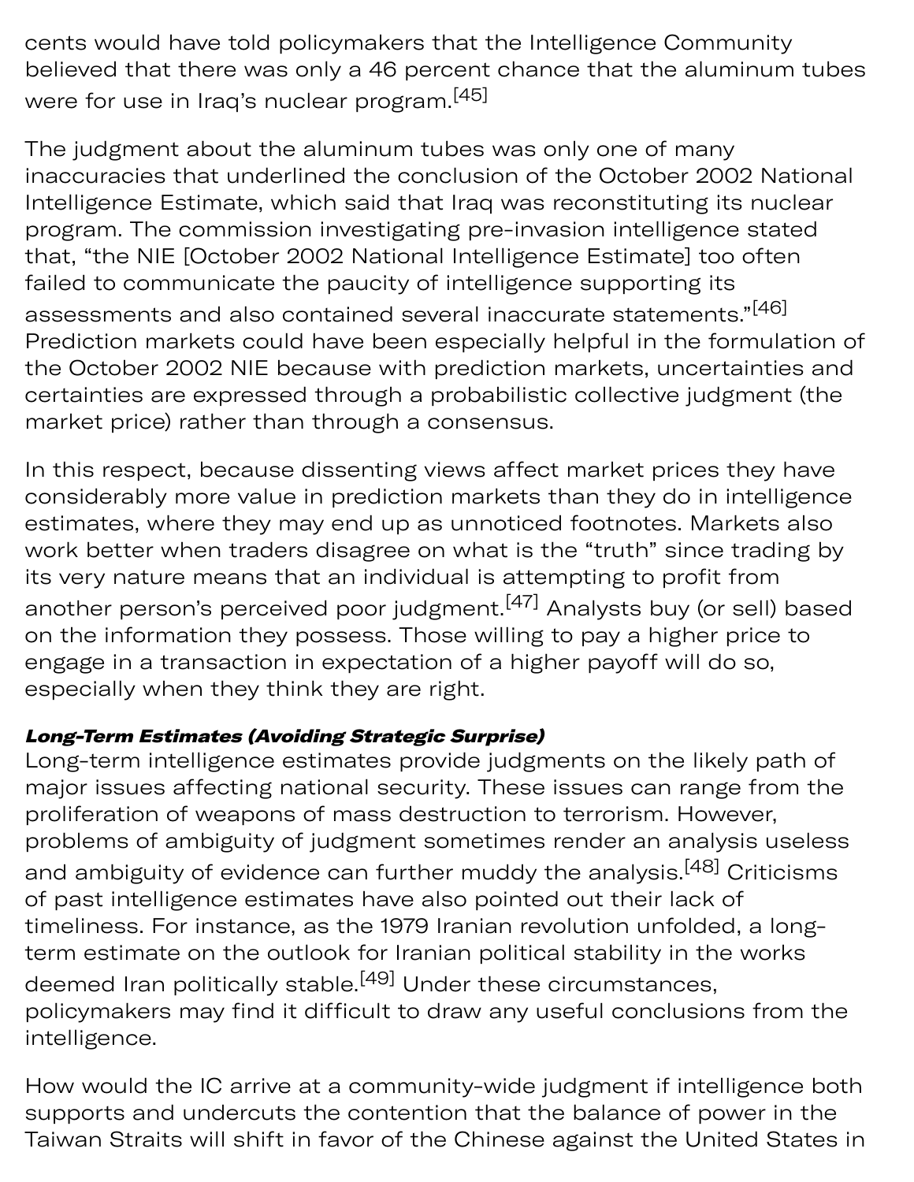cents would have told policymakers that the Intelligence Community believed that there was only a 46 percent chance that the aluminum tubes were for use in Iraq's nuclear program.[45]

The judgment about the aluminum tubes was only one of many inaccuracies that underlined the conclusion of the October 2002 National Intelligence Estimate, which said that Iraq was reconstituting its nuclear program. The commission investigating pre-invasion intelligence stated that, "the NIE [October 2002 National Intelligence Estimate] too often failed to communicate the paucity of intelligence supporting its assessments and also contained several inaccurate statements."[46] Prediction markets could have been especially helpful in the formulation of the October 2002 NIE because with prediction markets, uncertainties and certainties are expressed through a probabilistic collective judgment (the market price) rather than through a consensus.

In this respect, because dissenting views affect market prices they have considerably more value in prediction markets than they do in intelligence estimates, where they may end up as unnoticed footnotes. Markets also work better when traders disagree on what is the "truth" since trading by its very nature means that an individual is attempting to profit from another person's perceived poor judgment.[47] Analysts buy (or sell) based on the information they possess. Those willing to pay a higher price to engage in a transaction in expectation of a higher payoff will do so, especially when they think they are right.

***Long-Term Estimates (Avoiding Strategic Surprise)***

Long-term intelligence estimates provide judgments on the likely path of major issues affecting national security. These issues can range from the proliferation of weapons of mass destruction to terrorism. However, problems of ambiguity of judgment sometimes render an analysis useless and ambiguity of evidence can further muddy the analysis.[48] Criticisms of past intelligence estimates have also pointed out their lack of timeliness. For instance, as the 1979 Iranian revolution unfolded, a long-term estimate on the outlook for Iranian political stability in the works deemed Iran politically stable.[49] Under these circumstances, policymakers may find it difficult to draw any useful conclusions from the intelligence.

How would the IC arrive at a community-wide judgment if intelligence both supports and undercuts the contention that the balance of power in the Taiwan Straits will shift in favor of the Chinese against the United States in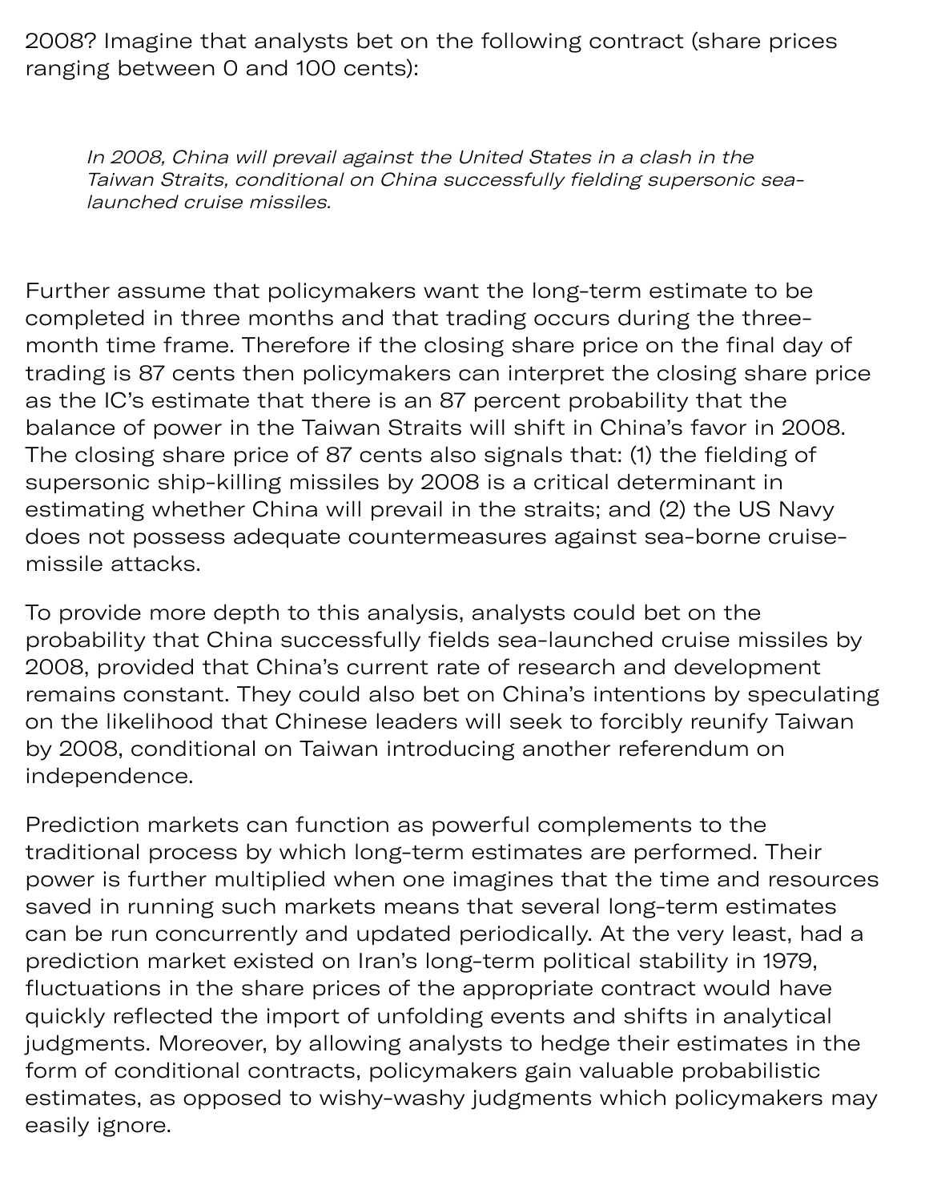2008? Imagine that analysts bet on the following contract (share prices ranging between 0 and 100 cents):

> *In 2008, China will prevail against the United States in a clash in the Taiwan Straits, conditional on China successfully fielding supersonic sea-launched cruise missiles.*

Further assume that policymakers want the long-term estimate to be completed in three months and that trading occurs during the three-month time frame. Therefore if the closing share price on the final day of trading is 87 cents then policymakers can interpret the closing share price as the IC's estimate that there is an 87 percent probability that the balance of power in the Taiwan Straits will shift in China's favor in 2008. The closing share price of 87 cents also signals that: (1) the fielding of supersonic ship-killing missiles by 2008 is a critical determinant in estimating whether China will prevail in the straits; and (2) the US Navy does not possess adequate countermeasures against sea-borne cruise-missile attacks.

To provide more depth to this analysis, analysts could bet on the probability that China successfully fields sea-launched cruise missiles by 2008, provided that China's current rate of research and development remains constant. They could also bet on China's intentions by speculating on the likelihood that Chinese leaders will seek to forcibly reunify Taiwan by 2008, conditional on Taiwan introducing another referendum on independence.

Prediction markets can function as powerful complements to the traditional process by which long-term estimates are performed. Their power is further multiplied when one imagines that the time and resources saved in running such markets means that several long-term estimates can be run concurrently and updated periodically. At the very least, had a prediction market existed on Iran's long-term political stability in 1979, fluctuations in the share prices of the appropriate contract would have quickly reflected the import of unfolding events and shifts in analytical judgments. Moreover, by allowing analysts to hedge their estimates in the form of conditional contracts, policymakers gain valuable probabilistic estimates, as opposed to wishy-washy judgments which policymakers may easily ignore.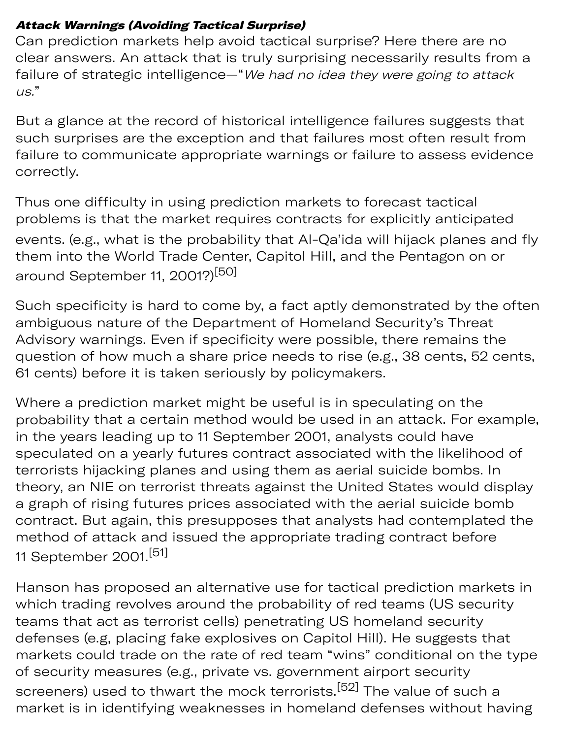***Attack Warnings (Avoiding Tactical Surprise)***

Can prediction markets help avoid tactical surprise? Here there are no clear answers. An attack that is truly surprising necessarily results from a failure of strategic intelligence—"*We had no idea they were going to attack us.*"

But a glance at the record of historical intelligence failures suggests that such surprises are the exception and that failures most often result from failure to communicate appropriate warnings or failure to assess evidence correctly.

Thus one difficulty in using prediction markets to forecast tactical problems is that the market requires contracts for explicitly anticipated events. (e.g., what is the probability that Al-Qa'ida will hijack planes and fly them into the World Trade Center, Capitol Hill, and the Pentagon on or around September 11, 2001?)[50]

Such specificity is hard to come by, a fact aptly demonstrated by the often ambiguous nature of the Department of Homeland Security's Threat Advisory warnings. Even if specificity were possible, there remains the question of how much a share price needs to rise (e.g., 38 cents, 52 cents, 61 cents) before it is taken seriously by policymakers.

Where a prediction market might be useful is in speculating on the probability that a certain method would be used in an attack. For example, in the years leading up to 11 September 2001, analysts could have speculated on a yearly futures contract associated with the likelihood of terrorists hijacking planes and using them as aerial suicide bombs. In theory, an NIE on terrorist threats against the United States would display a graph of rising futures prices associated with the aerial suicide bomb contract. But again, this presupposes that analysts had contemplated the method of attack and issued the appropriate trading contract before 11 September 2001.[51]

Hanson has proposed an alternative use for tactical prediction markets in which trading revolves around the probability of red teams (US security teams that act as terrorist cells) penetrating US homeland security defenses (e.g, placing fake explosives on Capitol Hill). He suggests that markets could trade on the rate of red team "wins" conditional on the type of security measures (e.g., private vs. government airport security screeners) used to thwart the mock terrorists.[52] The value of such a market is in identifying weaknesses in homeland defenses without having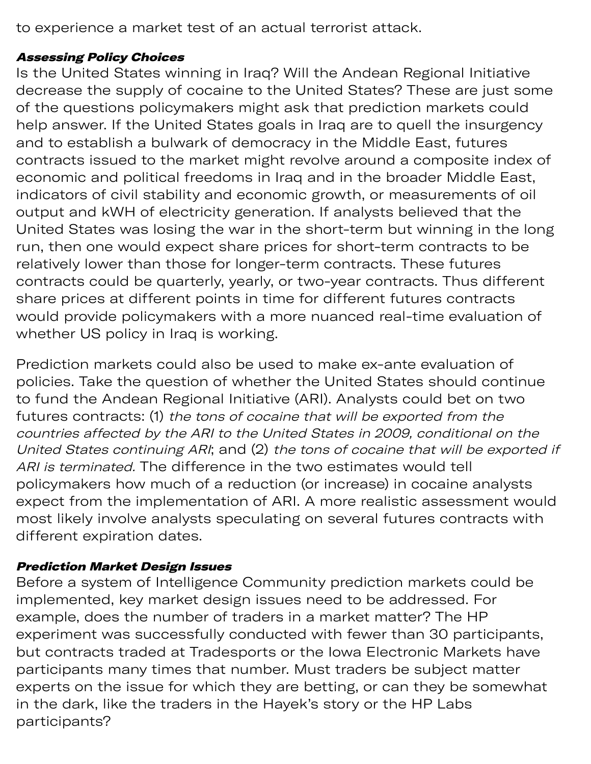to experience a market test of an actual terrorist attack.

### *Assessing Policy Choices*

Is the United States winning in Iraq? Will the Andean Regional Initiative decrease the supply of cocaine to the United States? These are just some of the questions policymakers might ask that prediction markets could help answer. If the United States goals in Iraq are to quell the insurgency and to establish a bulwark of democracy in the Middle East, futures contracts issued to the market might revolve around a composite index of economic and political freedoms in Iraq and in the broader Middle East, indicators of civil stability and economic growth, or measurements of oil output and kWH of electricity generation. If analysts believed that the United States was losing the war in the short-term but winning in the long run, then one would expect share prices for short-term contracts to be relatively lower than those for longer-term contracts. These futures contracts could be quarterly, yearly, or two-year contracts. Thus different share prices at different points in time for different futures contracts would provide policymakers with a more nuanced real-time evaluation of whether US policy in Iraq is working.

Prediction markets could also be used to make ex-ante evaluation of policies. Take the question of whether the United States should continue to fund the Andean Regional Initiative (ARI). Analysts could bet on two futures contracts: (1) *the tons of cocaine that will be exported from the countries affected by the ARI to the United States in 2009, conditional on the United States continuing ARI*; and (2) *the tons of cocaine that will be exported if ARI is terminated.* The difference in the two estimates would tell policymakers how much of a reduction (or increase) in cocaine analysts expect from the implementation of ARI. A more realistic assessment would most likely involve analysts speculating on several futures contracts with different expiration dates.

### *Prediction Market Design Issues*

Before a system of Intelligence Community prediction markets could be implemented, key market design issues need to be addressed. For example, does the number of traders in a market matter? The HP experiment was successfully conducted with fewer than 30 participants, but contracts traded at Tradesports or the Iowa Electronic Markets have participants many times that number. Must traders be subject matter experts on the issue for which they are betting, or can they be somewhat in the dark, like the traders in the Hayek's story or the HP Labs participants?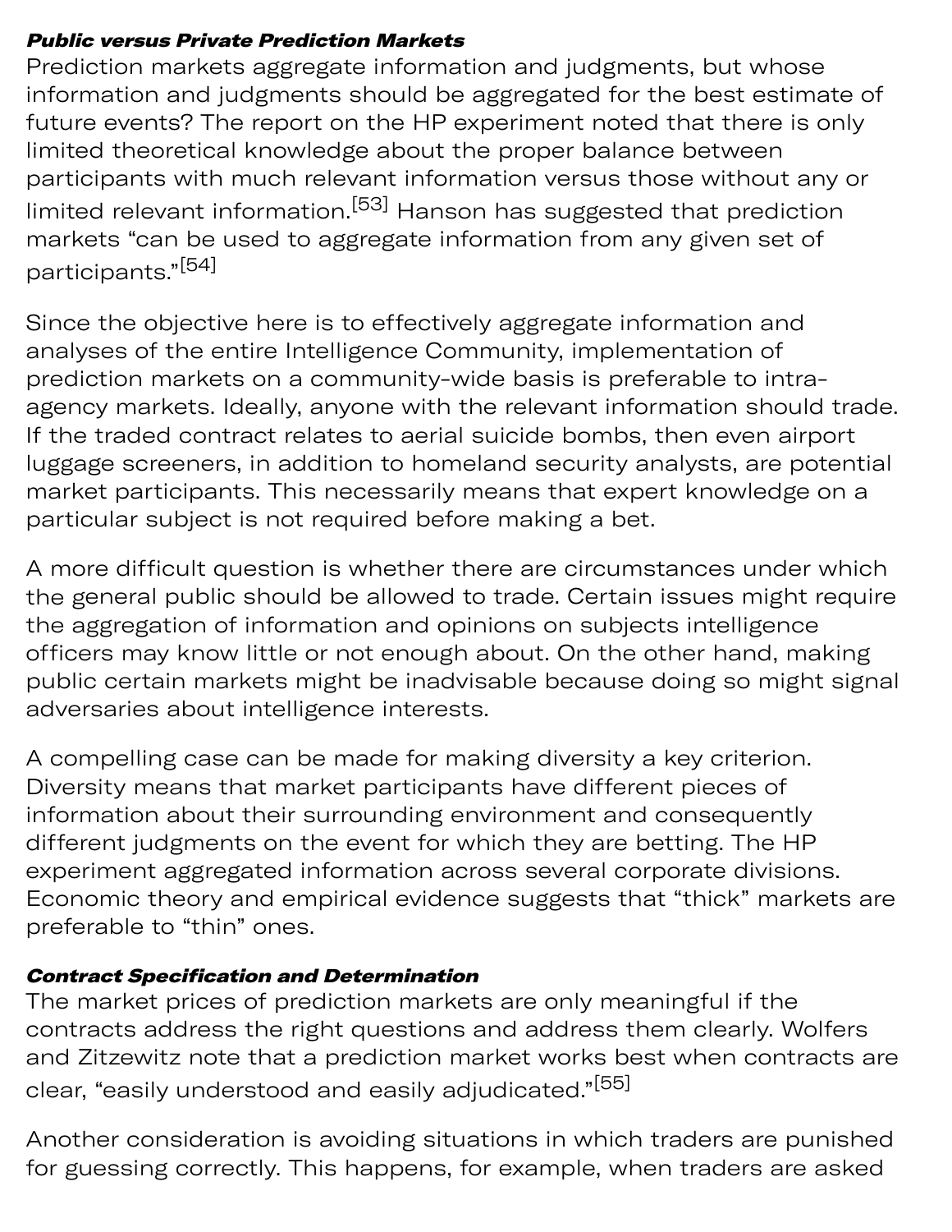***Public versus Private Prediction Markets***

Prediction markets aggregate information and judgments, but whose information and judgments should be aggregated for the best estimate of future events? The report on the HP experiment noted that there is only limited theoretical knowledge about the proper balance between participants with much relevant information versus those without any or limited relevant information.[53] Hanson has suggested that prediction markets "can be used to aggregate information from any given set of participants."[54]

Since the objective here is to effectively aggregate information and analyses of the entire Intelligence Community, implementation of prediction markets on a community-wide basis is preferable to intra-agency markets. Ideally, anyone with the relevant information should trade. If the traded contract relates to aerial suicide bombs, then even airport luggage screeners, in addition to homeland security analysts, are potential market participants. This necessarily means that expert knowledge on a particular subject is not required before making a bet.

A more difficult question is whether there are circumstances under which the general public should be allowed to trade. Certain issues might require the aggregation of information and opinions on subjects intelligence officers may know little or not enough about. On the other hand, making public certain markets might be inadvisable because doing so might signal adversaries about intelligence interests.

A compelling case can be made for making diversity a key criterion. Diversity means that market participants have different pieces of information about their surrounding environment and consequently different judgments on the event for which they are betting. The HP experiment aggregated information across several corporate divisions. Economic theory and empirical evidence suggests that "thick" markets are preferable to "thin" ones.

***Contract Specification and Determination***

The market prices of prediction markets are only meaningful if the contracts address the right questions and address them clearly. Wolfers and Zitzewitz note that a prediction market works best when contracts are clear, "easily understood and easily adjudicated."[55]

Another consideration is avoiding situations in which traders are punished for guessing correctly. This happens, for example, when traders are asked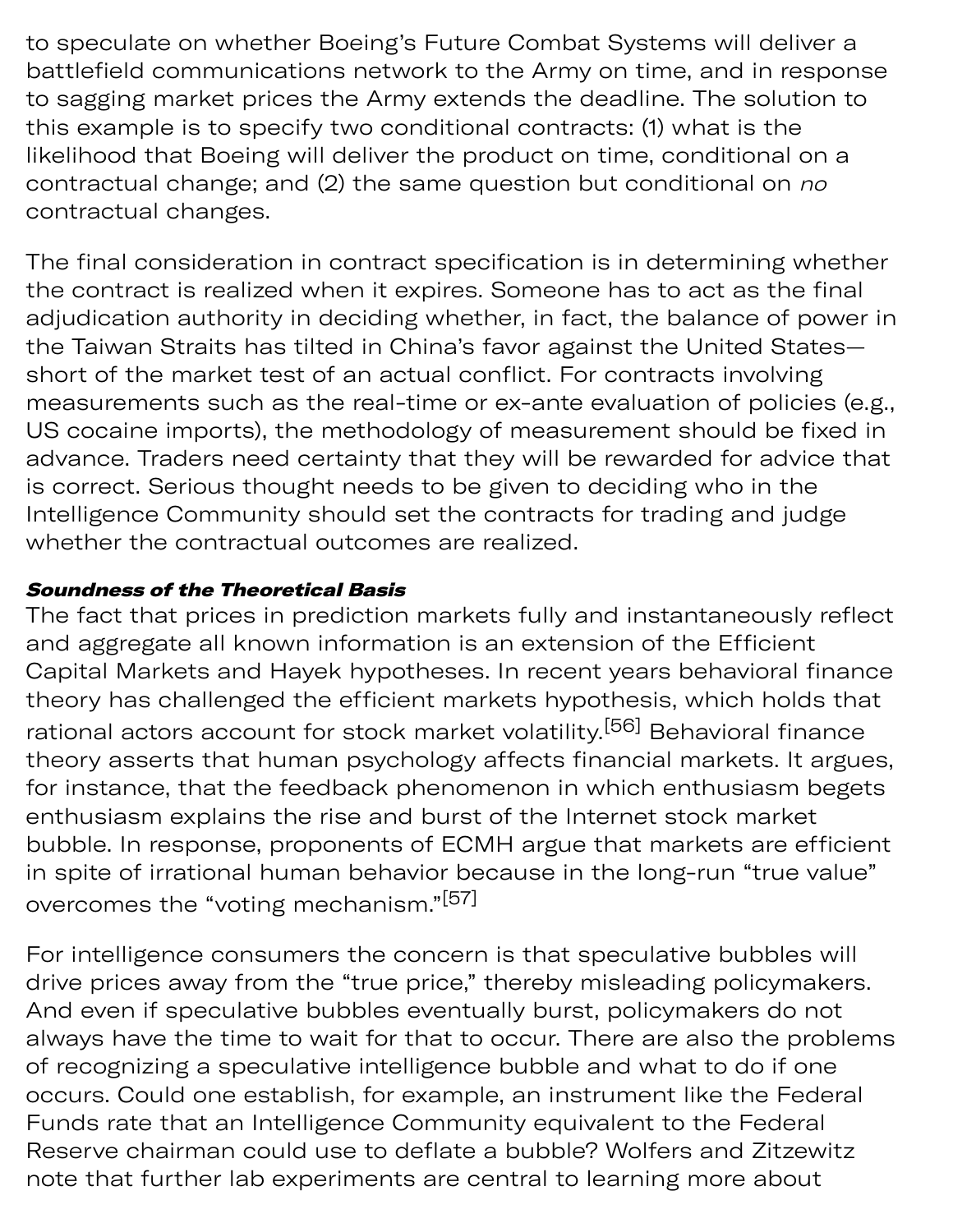to speculate on whether Boeing's Future Combat Systems will deliver a battlefield communications network to the Army on time, and in response to sagging market prices the Army extends the deadline. The solution to this example is to specify two conditional contracts: (1) what is the likelihood that Boeing will deliver the product on time, conditional on a contractual change; and (2) the same question but conditional on *no* contractual changes.

The final consideration in contract specification is in determining whether the contract is realized when it expires. Someone has to act as the final adjudication authority in deciding whether, in fact, the balance of power in the Taiwan Straits has tilted in China's favor against the United States—short of the market test of an actual conflict. For contracts involving measurements such as the real-time or ex-ante evaluation of policies (e.g., US cocaine imports), the methodology of measurement should be fixed in advance. Traders need certainty that they will be rewarded for advice that is correct. Serious thought needs to be given to deciding who in the Intelligence Community should set the contracts for trading and judge whether the contractual outcomes are realized.

***Soundness of the Theoretical Basis***

The fact that prices in prediction markets fully and instantaneously reflect and aggregate all known information is an extension of the Efficient Capital Markets and Hayek hypotheses. In recent years behavioral finance theory has challenged the efficient markets hypothesis, which holds that rational actors account for stock market volatility.[56] Behavioral finance theory asserts that human psychology affects financial markets. It argues, for instance, that the feedback phenomenon in which enthusiasm begets enthusiasm explains the rise and burst of the Internet stock market bubble. In response, proponents of ECMH argue that markets are efficient in spite of irrational human behavior because in the long-run "true value" overcomes the "voting mechanism."[57]

For intelligence consumers the concern is that speculative bubbles will drive prices away from the "true price," thereby misleading policymakers. And even if speculative bubbles eventually burst, policymakers do not always have the time to wait for that to occur. There are also the problems of recognizing a speculative intelligence bubble and what to do if one occurs. Could one establish, for example, an instrument like the Federal Funds rate that an Intelligence Community equivalent to the Federal Reserve chairman could use to deflate a bubble? Wolfers and Zitzewitz note that further lab experiments are central to learning more about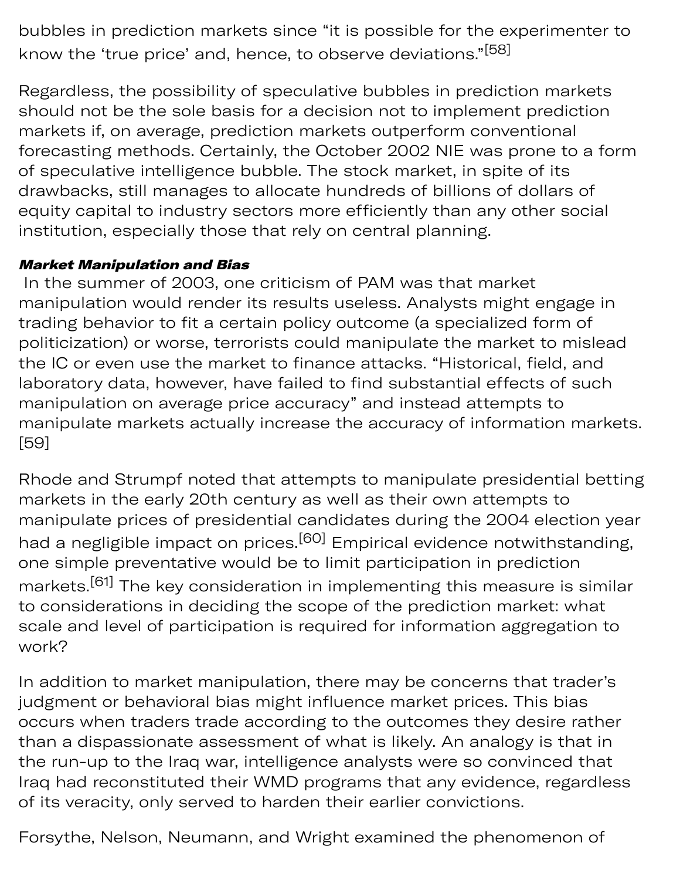bubbles in prediction markets since "it is possible for the experimenter to know the 'true price' and, hence, to observe deviations."[58]

Regardless, the possibility of speculative bubbles in prediction markets should not be the sole basis for a decision not to implement prediction markets if, on average, prediction markets outperform conventional forecasting methods. Certainly, the October 2002 NIE was prone to a form of speculative intelligence bubble. The stock market, in spite of its drawbacks, still manages to allocate hundreds of billions of dollars of equity capital to industry sectors more efficiently than any other social institution, especially those that rely on central planning.

***Market Manipulation and Bias***

In the summer of 2003, one criticism of PAM was that market manipulation would render its results useless. Analysts might engage in trading behavior to fit a certain policy outcome (a specialized form of politicization) or worse, terrorists could manipulate the market to mislead the IC or even use the market to finance attacks. "Historical, field, and laboratory data, however, have failed to find substantial effects of such manipulation on average price accuracy" and instead attempts to manipulate markets actually increase the accuracy of information markets. [59]

Rhode and Strumpf noted that attempts to manipulate presidential betting markets in the early 20th century as well as their own attempts to manipulate prices of presidential candidates during the 2004 election year had a negligible impact on prices.[60] Empirical evidence notwithstanding, one simple preventative would be to limit participation in prediction markets.[61] The key consideration in implementing this measure is similar to considerations in deciding the scope of the prediction market: what scale and level of participation is required for information aggregation to work?

In addition to market manipulation, there may be concerns that trader's judgment or behavioral bias might influence market prices. This bias occurs when traders trade according to the outcomes they desire rather than a dispassionate assessment of what is likely. An analogy is that in the run-up to the Iraq war, intelligence analysts were so convinced that Iraq had reconstituted their WMD programs that any evidence, regardless of its veracity, only served to harden their earlier convictions.

Forsythe, Nelson, Neumann, and Wright examined the phenomenon of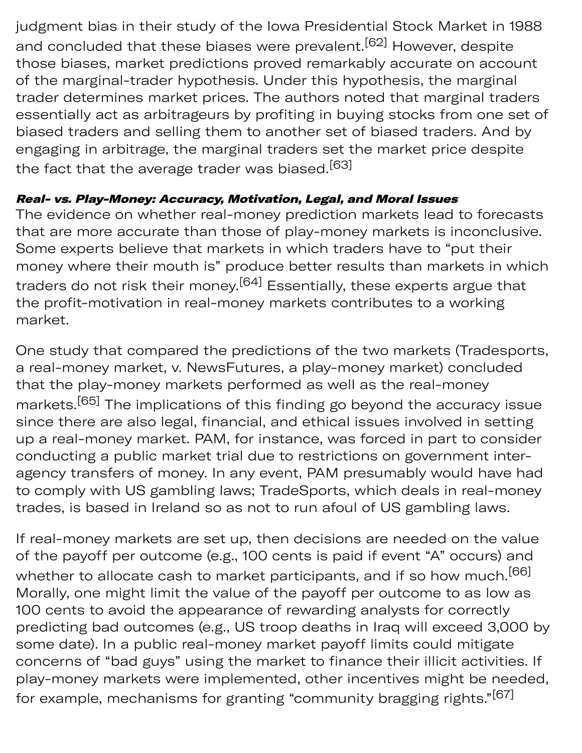judgment bias in their study of the Iowa Presidential Stock Market in 1988 and concluded that these biases were prevalent.[62] However, despite those biases, market predictions proved remarkably accurate on account of the marginal-trader hypothesis. Under this hypothesis, the marginal trader determines market prices. The authors noted that marginal traders essentially act as arbitrageurs by profiting in buying stocks from one set of biased traders and selling them to another set of biased traders. And by engaging in arbitrage, the marginal traders set the market price despite the fact that the average trader was biased.[63]

***Real- vs. Play-Money: Accuracy, Motivation, Legal, and Moral Issues***

The evidence on whether real-money prediction markets lead to forecasts that are more accurate than those of play-money markets is inconclusive. Some experts believe that markets in which traders have to "put their money where their mouth is" produce better results than markets in which traders do not risk their money.[64] Essentially, these experts argue that the profit-motivation in real-money markets contributes to a working market.

One study that compared the predictions of the two markets (Tradesports, a real-money market, v. NewsFutures, a play-money market) concluded that the play-money markets performed as well as the real-money markets.[65] The implications of this finding go beyond the accuracy issue since there are also legal, financial, and ethical issues involved in setting up a real-money market. PAM, for instance, was forced in part to consider conducting a public market trial due to restrictions on government inter-agency transfers of money. In any event, PAM presumably would have had to comply with US gambling laws; TradeSports, which deals in real-money trades, is based in Ireland so as not to run afoul of US gambling laws.

If real-money markets are set up, then decisions are needed on the value of the payoff per outcome (e.g., 100 cents is paid if event "A" occurs) and whether to allocate cash to market participants, and if so how much.[66] Morally, one might limit the value of the payoff per outcome to as low as 100 cents to avoid the appearance of rewarding analysts for correctly predicting bad outcomes (e.g., US troop deaths in Iraq will exceed 3,000 by some date). In a public real-money market payoff limits could mitigate concerns of "bad guys" using the market to finance their illicit activities. If play-money markets were implemented, other incentives might be needed, for example, mechanisms for granting "community bragging rights."[67]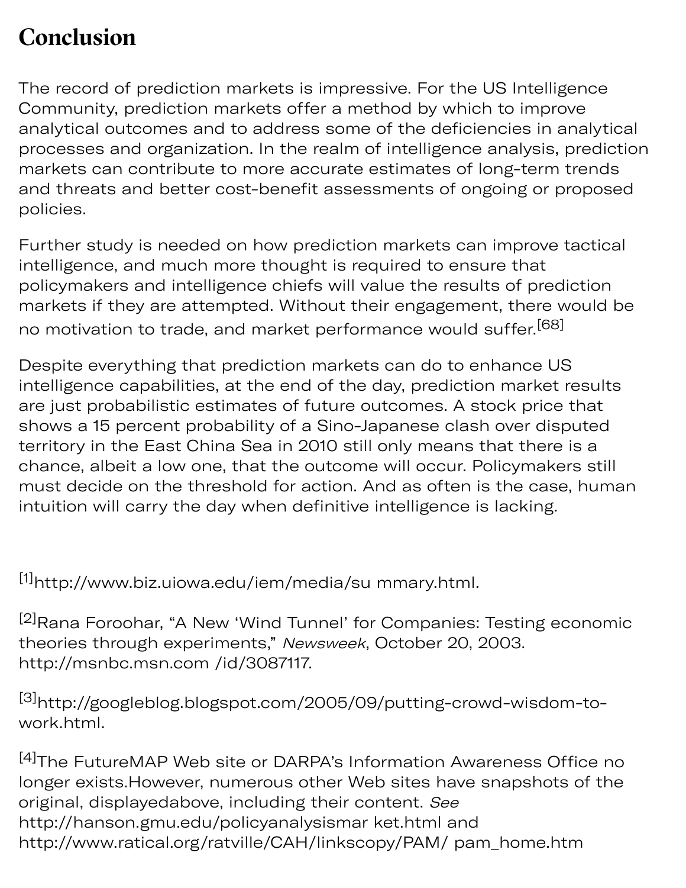## Conclusion

The record of prediction markets is impressive. For the US Intelligence Community, prediction markets offer a method by which to improve analytical outcomes and to address some of the deficiencies in analytical processes and organization. In the realm of intelligence analysis, prediction markets can contribute to more accurate estimates of long-term trends and threats and better cost-benefit assessments of ongoing or proposed policies.

Further study is needed on how prediction markets can improve tactical intelligence, and much more thought is required to ensure that policymakers and intelligence chiefs will value the results of prediction markets if they are attempted. Without their engagement, there would be no motivation to trade, and market performance would suffer.[68]

Despite everything that prediction markets can do to enhance US intelligence capabilities, at the end of the day, prediction market results are just probabilistic estimates of future outcomes. A stock price that shows a 15 percent probability of a Sino-Japanese clash over disputed territory in the East China Sea in 2010 still only means that there is a chance, albeit a low one, that the outcome will occur. Policymakers still must decide on the threshold for action. And as often is the case, human intuition will carry the day when definitive intelligence is lacking.

[1]http://www.biz.uiowa.edu/iem/media/su mmary.html.

[2]Rana Foroohar, "A New 'Wind Tunnel' for Companies: Testing economic theories through experiments," *Newsweek*, October 20, 2003. http://msnbc.msn.com /id/3087117.

[3]http://googleblog.blogspot.com/2005/09/putting-crowd-wisdom-to-work.html.

[4]The FutureMAP Web site or DARPA's Information Awareness Office no longer exists.However, numerous other Web sites have snapshots of the original, displayedabove, including their content. *See* http://hanson.gmu.edu/policyanalysismar ket.html and http://www.ratical.org/ratville/CAH/linkscopy/PAM/ pam_home.htm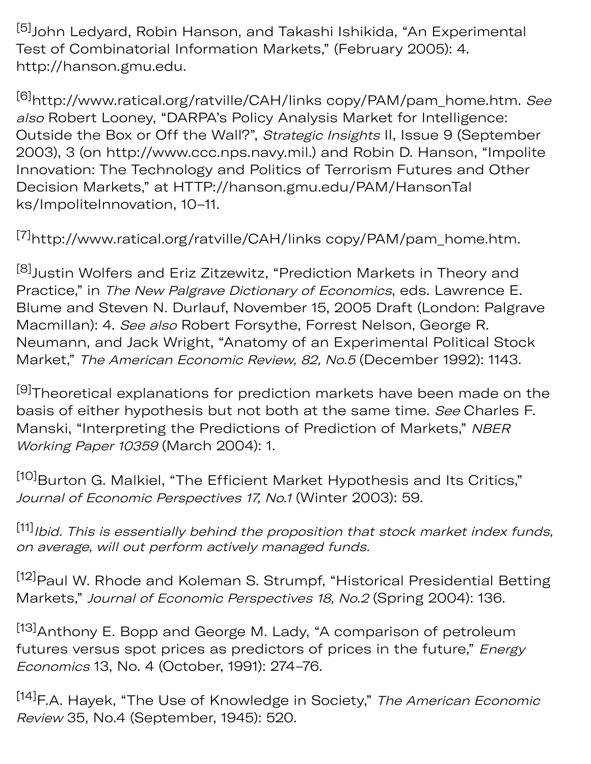[5]John Ledyard, Robin Hanson, and Takashi Ishikida, “An Experimental Test of Combinatorial Information Markets,” (February 2005): 4. http://hanson.gmu.edu.

[6]http://www.ratical.org/ratville/CAH/links copy/PAM/pam_home.htm. *See also* Robert Looney, “DARPA’s Policy Analysis Market for Intelligence: Outside the Box or Off the Wall?”, *Strategic Insights* II, Issue 9 (September 2003), 3 (on http://www.ccc.nps.navy.mil.) and Robin D. Hanson, “Impolite Innovation: The Technology and Politics of Terrorism Futures and Other Decision Markets,” at HTTP://hanson.gmu.edu/PAM/HansonTal ks/ImpoliteInnovation, 10–11.

[7]http://www.ratical.org/ratville/CAH/links copy/PAM/pam_home.htm.

[8]Justin Wolfers and Eriz Zitzewitz, “Prediction Markets in Theory and Practice,” in *The New Palgrave Dictionary of Economics*, eds. Lawrence E. Blume and Steven N. Durlauf, November 15, 2005 Draft (London: Palgrave Macmillan): 4. *See also* Robert Forsythe, Forrest Nelson, George R. Neumann, and Jack Wright, “Anatomy of an Experimental Political Stock Market,” *The American Economic Review, 82, No.5* (December 1992): 1143.

[9]Theoretical explanations for prediction markets have been made on the basis of either hypothesis but not both at the same time. *See* Charles F. Manski, “Interpreting the Predictions of Prediction of Markets,” *NBER Working Paper 10359* (March 2004): 1.

[10]Burton G. Malkiel, “The Efficient Market Hypothesis and Its Critics,” *Journal of Economic Perspectives 17, No.1* (Winter 2003): 59.

[11]*Ibid. This is essentially behind the proposition that stock market index funds, on average, will out perform actively managed funds.*

[12]Paul W. Rhode and Koleman S. Strumpf, “Historical Presidential Betting Markets,” *Journal of Economic Perspectives 18, No.2* (Spring 2004): 136.

[13]Anthony E. Bopp and George M. Lady, “A comparison of petroleum futures versus spot prices as predictors of prices in the future,” *Energy Economics* 13, No. 4 (October, 1991): 274–76.

[14]F.A. Hayek, “The Use of Knowledge in Society,” *The American Economic Review* 35, No.4 (September, 1945): 520.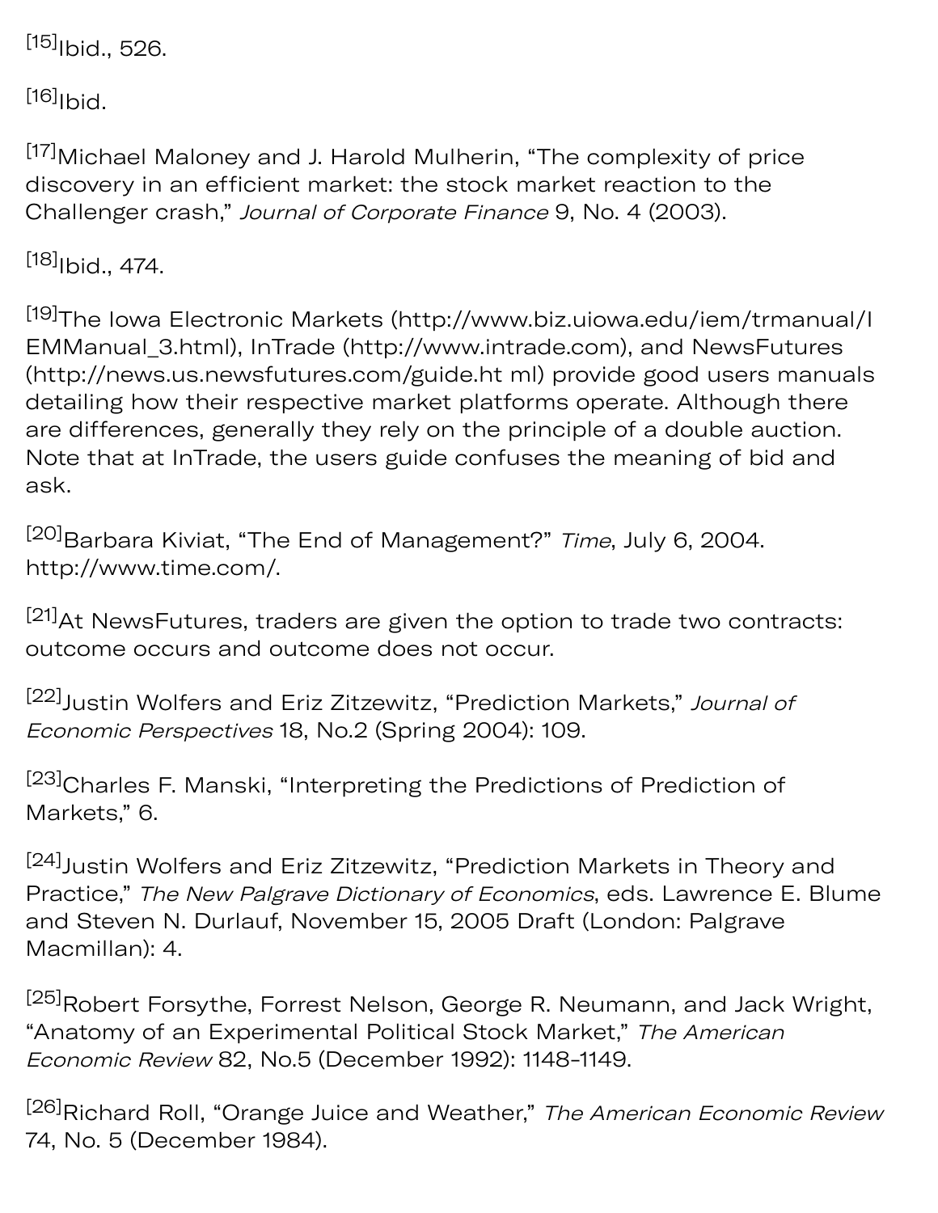[15]Ibid., 526.

[16]Ibid.

[17]Michael Maloney and J. Harold Mulherin, "The complexity of price discovery in an efficient market: the stock market reaction to the Challenger crash," *Journal of Corporate Finance* 9, No. 4 (2003).

[18]Ibid., 474.

[19]The Iowa Electronic Markets (http://www.biz.uiowa.edu/iem/trmanual/IEMManual_3.html), InTrade (http://www.intrade.com), and NewsFutures (http://news.us.newsfutures.com/guide.ht ml) provide good users manuals detailing how their respective market platforms operate. Although there are differences, generally they rely on the principle of a double auction. Note that at InTrade, the users guide confuses the meaning of bid and ask.

[20]Barbara Kiviat, "The End of Management?" *Time*, July 6, 2004. http://www.time.com/.

[21]At NewsFutures, traders are given the option to trade two contracts: outcome occurs and outcome does not occur.

[22]Justin Wolfers and Eriz Zitzewitz, "Prediction Markets," *Journal of Economic Perspectives* 18, No.2 (Spring 2004): 109.

[23]Charles F. Manski, "Interpreting the Predictions of Prediction of Markets," 6.

[24]Justin Wolfers and Eriz Zitzewitz, "Prediction Markets in Theory and Practice," *The New Palgrave Dictionary of Economics*, eds. Lawrence E. Blume and Steven N. Durlauf, November 15, 2005 Draft (London: Palgrave Macmillan): 4.

[25]Robert Forsythe, Forrest Nelson, George R. Neumann, and Jack Wright, "Anatomy of an Experimental Political Stock Market," *The American Economic Review* 82, No.5 (December 1992): 1148-1149.

[26]Richard Roll, "Orange Juice and Weather," *The American Economic Review* 74, No. 5 (December 1984).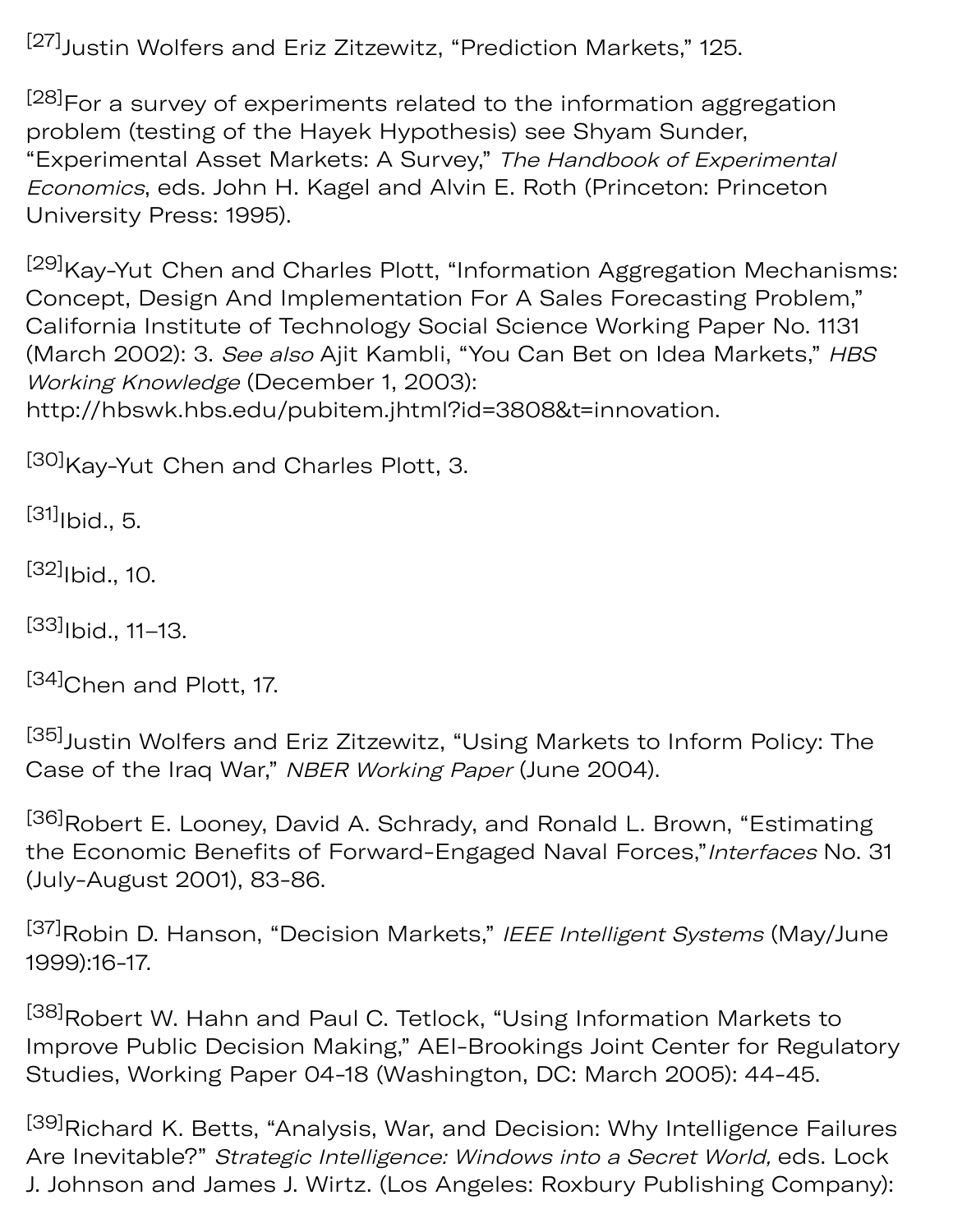[27]Justin Wolfers and Eriz Zitzewitz, "Prediction Markets," 125.

[28]For a survey of experiments related to the information aggregation problem (testing of the Hayek Hypothesis) see Shyam Sunder, "Experimental Asset Markets: A Survey," *The Handbook of Experimental Economics*, eds. John H. Kagel and Alvin E. Roth (Princeton: Princeton University Press: 1995).

[29]Kay-Yut Chen and Charles Plott, "Information Aggregation Mechanisms: Concept, Design And Implementation For A Sales Forecasting Problem," California Institute of Technology Social Science Working Paper No. 1131 (March 2002): 3. *See also* Ajit Kambli, "You Can Bet on Idea Markets," *HBS Working Knowledge* (December 1, 2003): http://hbswk.hbs.edu/pubitem.jhtml?id=3808&t=innovation.

[30]Kay-Yut Chen and Charles Plott, 3.

[31]Ibid., 5.

[32]Ibid., 10.

[33]Ibid., 11–13.

[34]Chen and Plott, 17.

[35]Justin Wolfers and Eriz Zitzewitz, "Using Markets to Inform Policy: The Case of the Iraq War," *NBER Working Paper* (June 2004).

[36]Robert E. Looney, David A. Schrady, and Ronald L. Brown, "Estimating the Economic Benefits of Forward-Engaged Naval Forces,"*Interfaces* No. 31 (July-August 2001), 83-86.

[37]Robin D. Hanson, "Decision Markets," *IEEE Intelligent Systems* (May/June 1999):16-17.

[38]Robert W. Hahn and Paul C. Tetlock, "Using Information Markets to Improve Public Decision Making," AEI-Brookings Joint Center for Regulatory Studies, Working Paper 04-18 (Washington, DC: March 2005): 44-45.

[39]Richard K. Betts, "Analysis, War, and Decision: Why Intelligence Failures Are Inevitable?" *Strategic Intelligence: Windows into a Secret World,* eds. Lock J. Johnson and James J. Wirtz. (Los Angeles: Roxbury Publishing Company):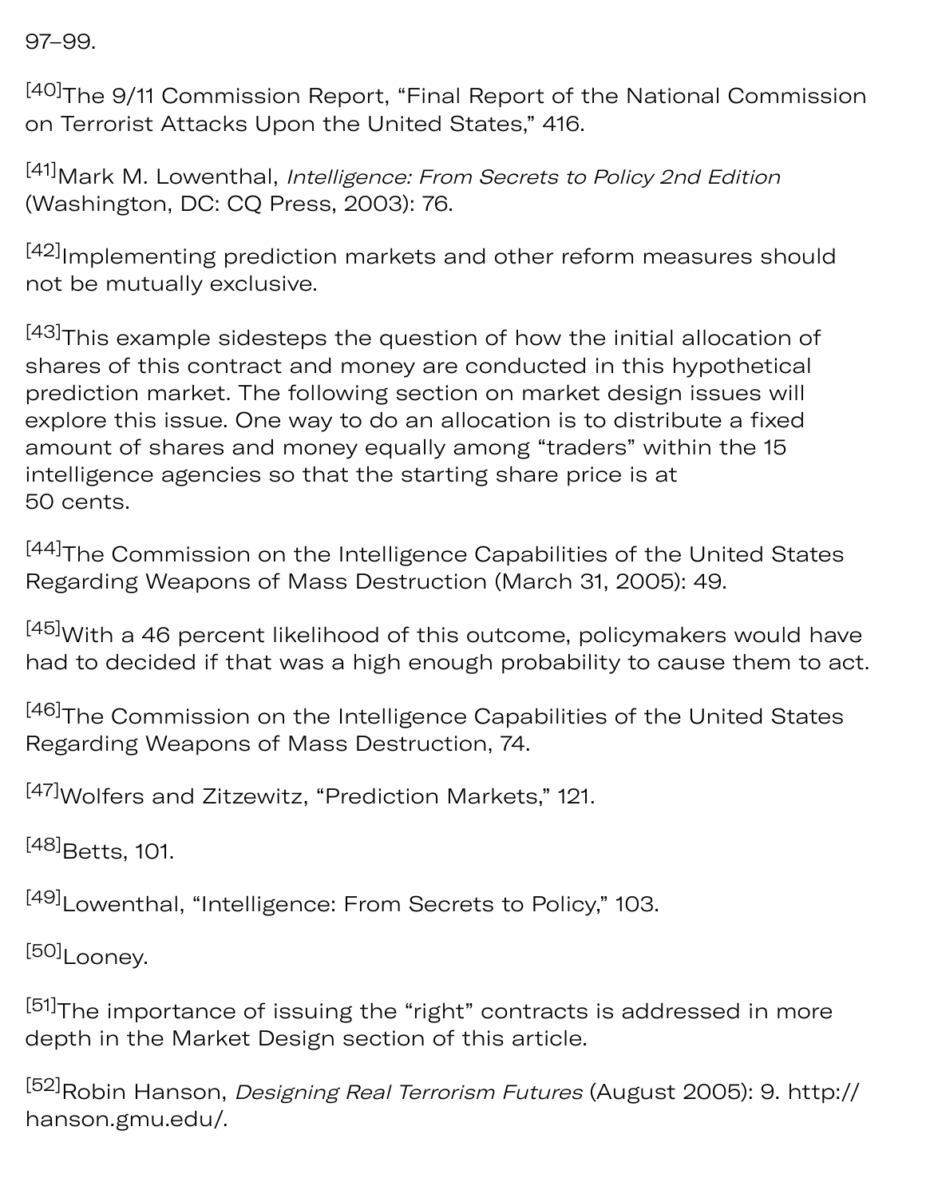97–99.

[40]The 9/11 Commission Report, "Final Report of the National Commission on Terrorist Attacks Upon the United States," 416.

[41]Mark M. Lowenthal, *Intelligence: From Secrets to Policy 2nd Edition* (Washington, DC: CQ Press, 2003): 76.

[42]Implementing prediction markets and other reform measures should not be mutually exclusive.

[43]This example sidesteps the question of how the initial allocation of shares of this contract and money are conducted in this hypothetical prediction market. The following section on market design issues will explore this issue. One way to do an allocation is to distribute a fixed amount of shares and money equally among "traders" within the 15 intelligence agencies so that the starting share price is at 50 cents.

[44]The Commission on the Intelligence Capabilities of the United States Regarding Weapons of Mass Destruction (March 31, 2005): 49.

[45]With a 46 percent likelihood of this outcome, policymakers would have had to decided if that was a high enough probability to cause them to act.

[46]The Commission on the Intelligence Capabilities of the United States Regarding Weapons of Mass Destruction, 74.

[47]Wolfers and Zitzewitz, "Prediction Markets," 121.

[48]Betts, 101.

[49]Lowenthal, "Intelligence: From Secrets to Policy," 103.

[50]Looney.

[51]The importance of issuing the "right" contracts is addressed in more depth in the Market Design section of this article.

[52]Robin Hanson, *Designing Real Terrorism Futures* (August 2005): 9. http://hanson.gmu.edu/.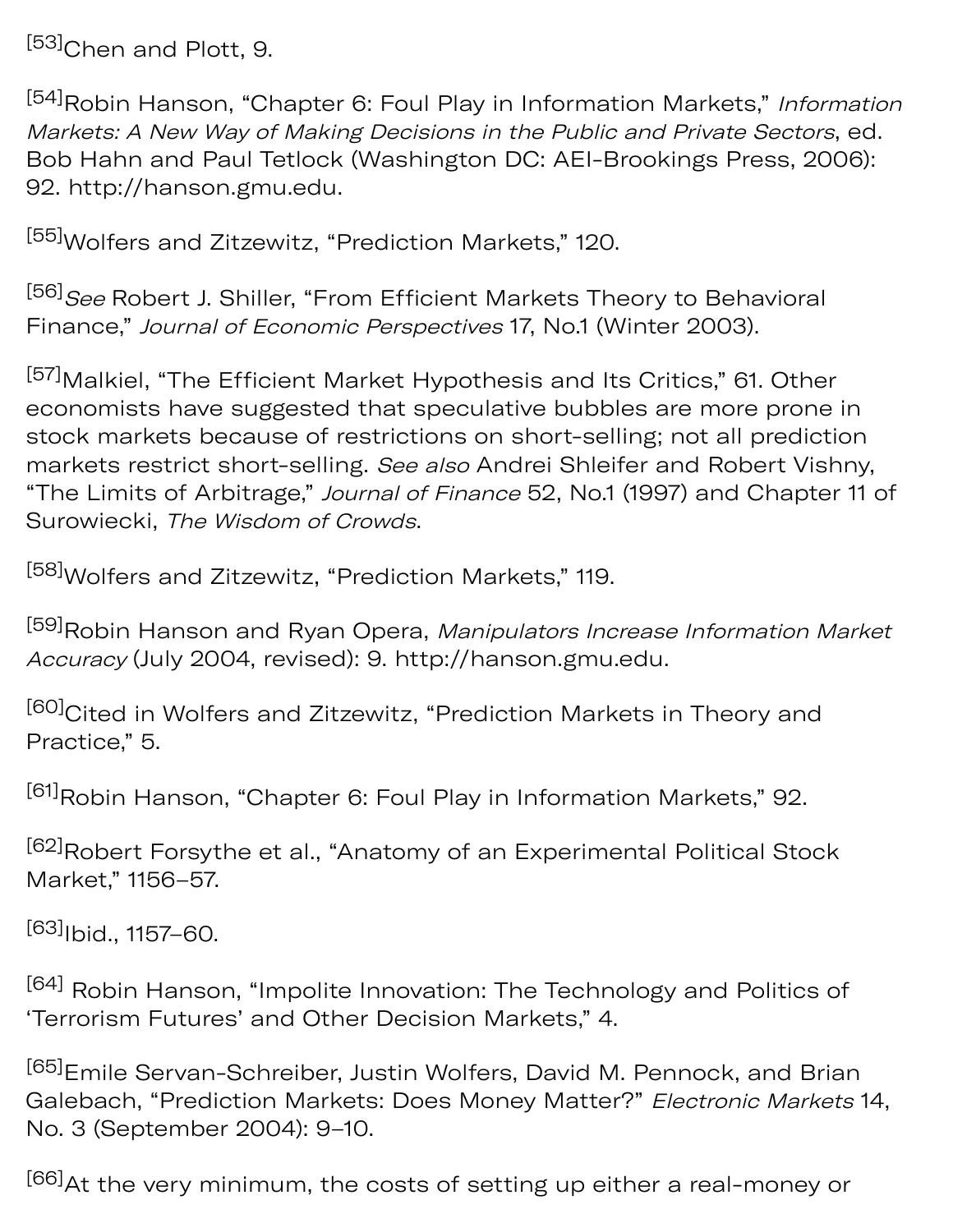[53]Chen and Plott, 9.

[54]Robin Hanson, "Chapter 6: Foul Play in Information Markets," *Information Markets: A New Way of Making Decisions in the Public and Private Sectors*, ed. Bob Hahn and Paul Tetlock (Washington DC: AEI-Brookings Press, 2006): 92. http://hanson.gmu.edu.

[55]Wolfers and Zitzewitz, "Prediction Markets," 120.

[56]*See* Robert J. Shiller, "From Efficient Markets Theory to Behavioral Finance," *Journal of Economic Perspectives* 17, No.1 (Winter 2003).

[57]Malkiel, "The Efficient Market Hypothesis and Its Critics," 61. Other economists have suggested that speculative bubbles are more prone in stock markets because of restrictions on short-selling; not all prediction markets restrict short-selling. *See also* Andrei Shleifer and Robert Vishny, "The Limits of Arbitrage," *Journal of Finance* 52, No.1 (1997) and Chapter 11 of Surowiecki, *The Wisdom of Crowds*.

[58]Wolfers and Zitzewitz, "Prediction Markets," 119.

[59]Robin Hanson and Ryan Opera, *Manipulators Increase Information Market Accuracy* (July 2004, revised): 9. http://hanson.gmu.edu.

[60]Cited in Wolfers and Zitzewitz, "Prediction Markets in Theory and Practice," 5.

[61]Robin Hanson, "Chapter 6: Foul Play in Information Markets," 92.

[62]Robert Forsythe et al., "Anatomy of an Experimental Political Stock Market," 1156–57.

[63]Ibid., 1157–60.

[64] Robin Hanson, "Impolite Innovation: The Technology and Politics of 'Terrorism Futures' and Other Decision Markets," 4.

[65]Emile Servan-Schreiber, Justin Wolfers, David M. Pennock, and Brian Galebach, "Prediction Markets: Does Money Matter?" *Electronic Markets* 14, No. 3 (September 2004): 9–10.

[66]At the very minimum, the costs of setting up either a real-money or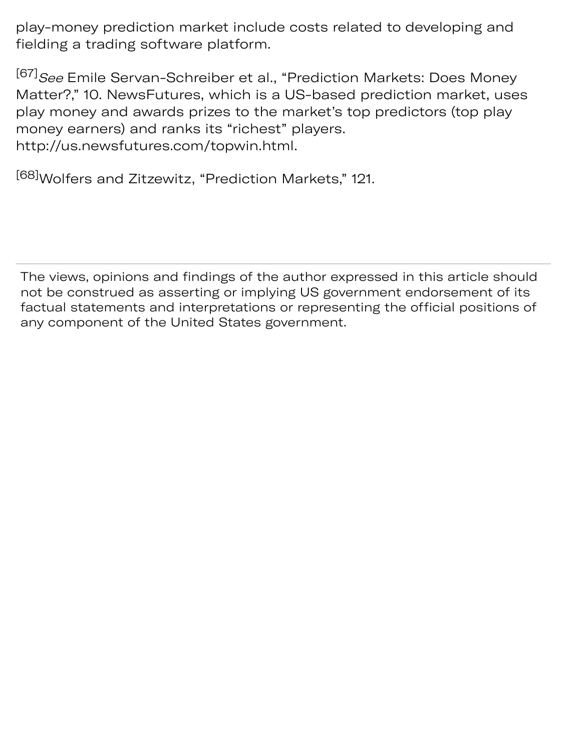play-money prediction market include costs related to developing and fielding a trading software platform.

[67] *See* Emile Servan-Schreiber et al., “Prediction Markets: Does Money Matter?,” 10. NewsFutures, which is a US-based prediction market, uses play money and awards prizes to the market’s top predictors (top play money earners) and ranks its “richest” players. http://us.newsfutures.com/topwin.html.

[68] Wolfers and Zitzewitz, “Prediction Markets,” 121.

---

The views, opinions and findings of the author expressed in this article should not be construed as asserting or implying US government endorsement of its factual statements and interpretations or representing the official positions of any component of the United States government.